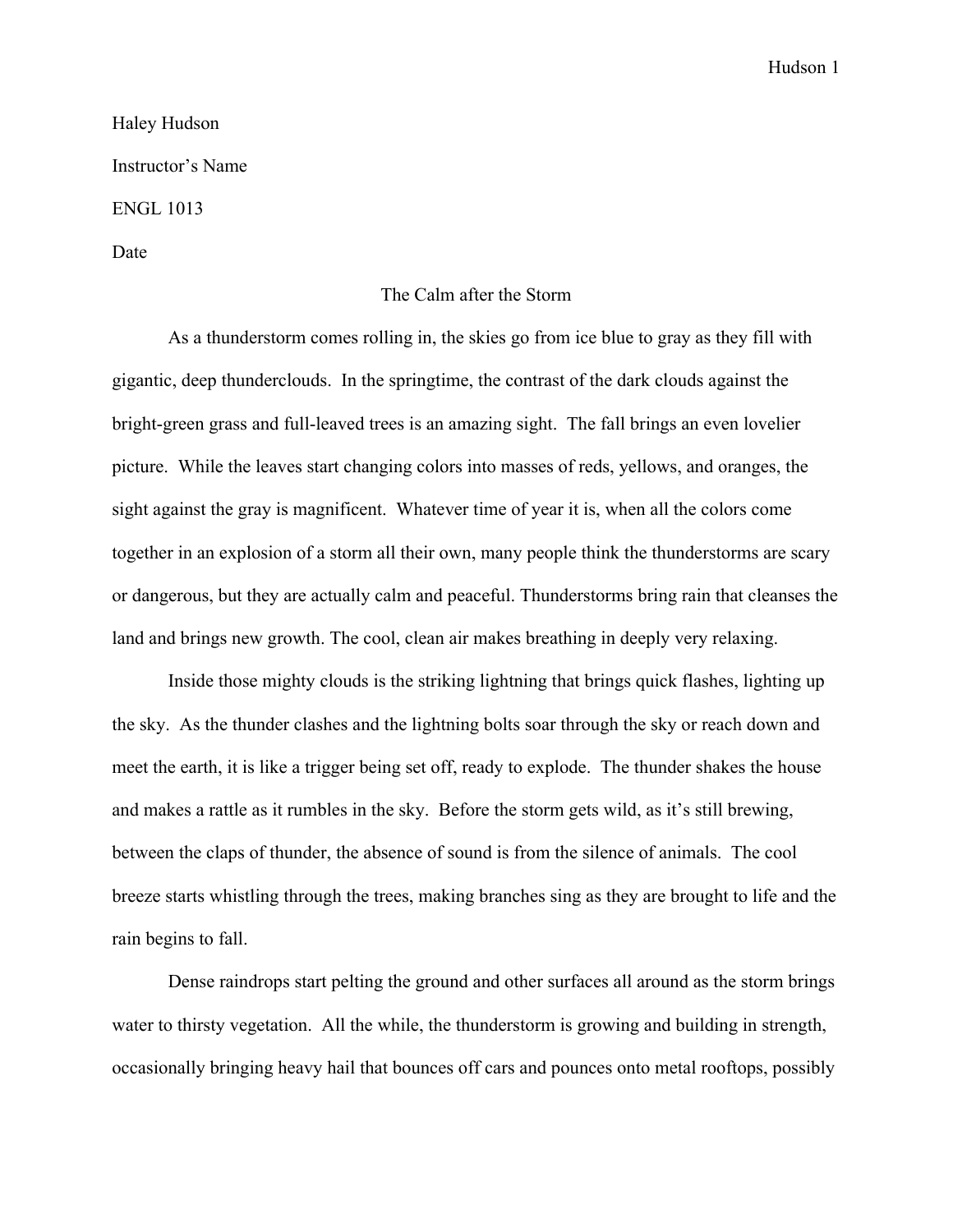Haley Hudson

Instructor's Name

ENGL 1013

Date

# The Calm after the Storm

As a thunderstorm comes rolling in, the skies go from ice blue to gray as they fill with gigantic, deep thunderclouds. In the springtime, the contrast of the dark clouds against the bright-green grass and full-leaved trees is an amazing sight. The fall brings an even lovelier picture. While the leaves start changing colors into masses of reds, yellows, and oranges, the sight against the gray is magnificent. Whatever time of year it is, when all the colors come together in an explosion of a storm all their own, many people think the thunderstorms are scary or dangerous, but they are actually calm and peaceful. Thunderstorms bring rain that cleanses the land and brings new growth. The cool, clean air makes breathing in deeply very relaxing.

Inside those mighty clouds is the striking lightning that brings quick flashes, lighting up the sky. As the thunder clashes and the lightning bolts soar through the sky or reach down and meet the earth, it is like a trigger being set off, ready to explode. The thunder shakes the house and makes a rattle as it rumbles in the sky. Before the storm gets wild, as it's still brewing, between the claps of thunder, the absence of sound is from the silence of animals. The cool breeze starts whistling through the trees, making branches sing as they are brought to life and the rain begins to fall.

Dense raindrops start pelting the ground and other surfaces all around as the storm brings water to thirsty vegetation. All the while, the thunderstorm is growing and building in strength, occasionally bringing heavy hail that bounces off cars and pounces onto metal rooftops, possibly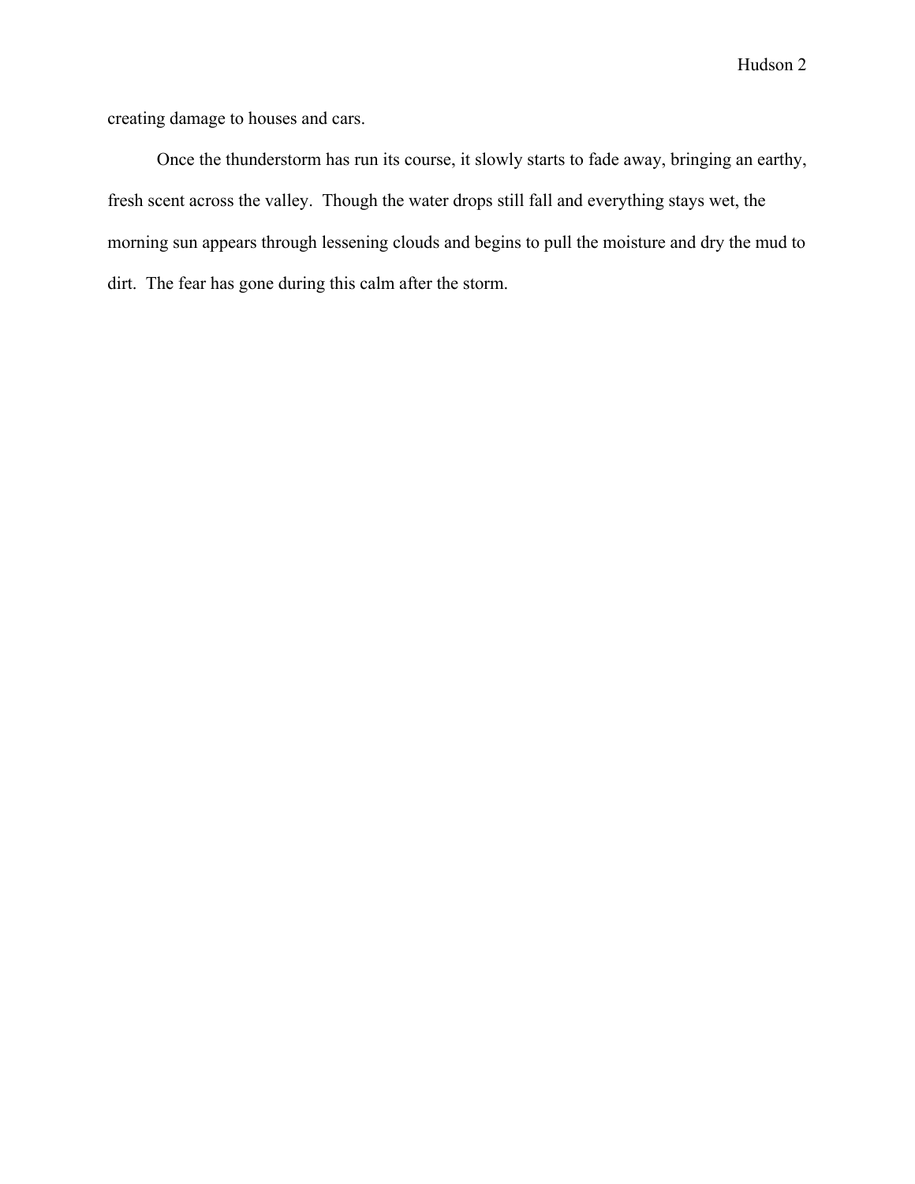creating damage to houses and cars.

Once the thunderstorm has run its course, it slowly starts to fade away, bringing an earthy, fresh scent across the valley. Though the water drops still fall and everything stays wet, the morning sun appears through lessening clouds and begins to pull the moisture and dry the mud to dirt. The fear has gone during this calm after the storm.